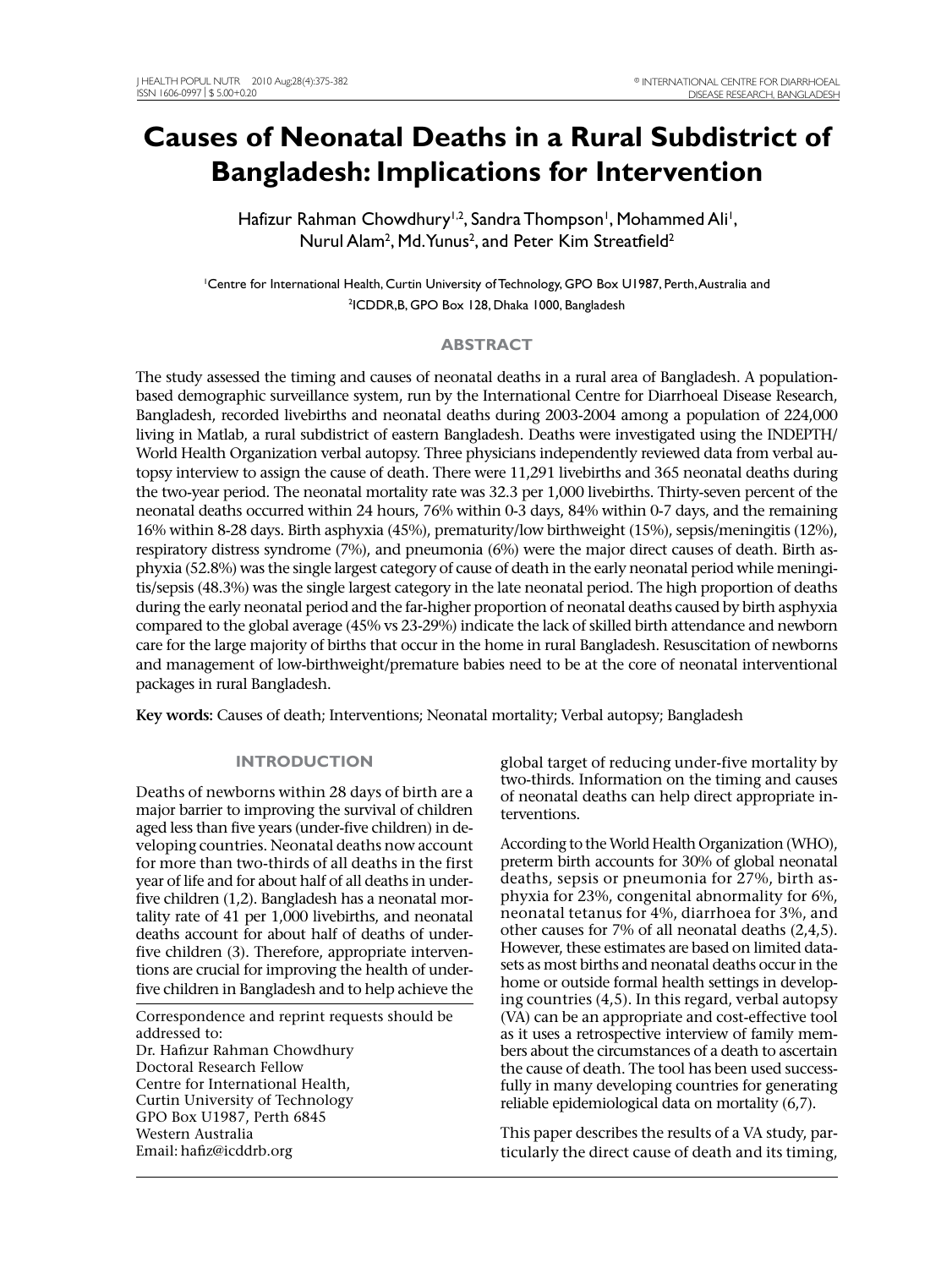# Causes of Neonatal Deaths in a Rural Subdistrict of Bangladesh: Implications for Intervention

Hafizur Rahman Chowdhury[1,2], Sandra Thompson[1], Mohammed Ali[1], Nurul Alam[2], Md. Yunus[2], and Peter Kim Streatfield[2]

[1]Centre for International Health, Curtin University of Technology, GPO Box U1987, Perth, Australia and [2]ICDDR,B, GPO Box 128, Dhaka 1000, Bangladesh

## ABSTRACT

The study assessed the timing and causes of neonatal deaths in a rural area of Bangladesh. A population-based demographic surveillance system, run by the International Centre for Diarrhoeal Disease Research, Bangladesh, recorded livebirths and neonatal deaths during 2003-2004 among a population of 224,000 living in Matlab, a rural subdistrict of eastern Bangladesh. Deaths were investigated using the INDEPTH/World Health Organization verbal autopsy. Three physicians independently reviewed data from verbal autopsy interview to assign the cause of death. There were 11,291 livebirths and 365 neonatal deaths during the two-year period. The neonatal mortality rate was 32.3 per 1,000 livebirths. Thirty-seven percent of the neonatal deaths occurred within 24 hours, 76% within 0-3 days, 84% within 0-7 days, and the remaining 16% within 8-28 days. Birth asphyxia (45%), prematurity/low birthweight (15%), sepsis/meningitis (12%), respiratory distress syndrome (7%), and pneumonia (6%) were the major direct causes of death. Birth asphyxia (52.8%) was the single largest category of cause of death in the early neonatal period while meningitis/sepsis (48.3%) was the single largest category in the late neonatal period. The high proportion of deaths during the early neonatal period and the far-higher proportion of neonatal deaths caused by birth asphyxia compared to the global average (45% vs 23-29%) indicate the lack of skilled birth attendance and newborn care for the large majority of births that occur in the home in rural Bangladesh. Resuscitation of newborns and management of low-birthweight/premature babies need to be at the core of neonatal interventional packages in rural Bangladesh.

**Key words:** Causes of death; Interventions; Neonatal mortality; Verbal autopsy; Bangladesh

## INTRODUCTION

Deaths of newborns within 28 days of birth are a major barrier to improving the survival of children aged less than five years (under-five children) in developing countries. Neonatal deaths now account for more than two-thirds of all deaths in the first year of life and for about half of all deaths in under-five children (1,2). Bangladesh has a neonatal mortality rate of 41 per 1,000 livebirths, and neonatal deaths account for about half of deaths of under-five children (3). Therefore, appropriate interventions are crucial for improving the health of under-five children in Bangladesh and to help achieve the global target of reducing under-five mortality by two-thirds. Information on the timing and causes of neonatal deaths can help direct appropriate interventions.

According to the World Health Organization (WHO), preterm birth accounts for 30% of global neonatal deaths, sepsis or pneumonia for 27%, birth asphyxia for 23%, congenital abnormality for 6%, neonatal tetanus for 4%, diarrhoea for 3%, and other causes for 7% of all neonatal deaths (2,4,5). However, these estimates are based on limited datasets as most births and neonatal deaths occur in the home or outside formal health settings in developing countries (4,5). In this regard, verbal autopsy (VA) can be an appropriate and cost-effective tool as it uses a retrospective interview of family members about the circumstances of a death to ascertain the cause of death. The tool has been used successfully in many developing countries for generating reliable epidemiological data on mortality (6,7).

This paper describes the results of a VA study, particularly the direct cause of death and its timing,

Correspondence and reprint requests should be addressed to:
Dr. Hafizur Rahman Chowdhury
Doctoral Research Fellow
Centre for International Health,
Curtin University of Technology
GPO Box U1987, Perth 6845
Western Australia
Email: hafiz@icddrb.org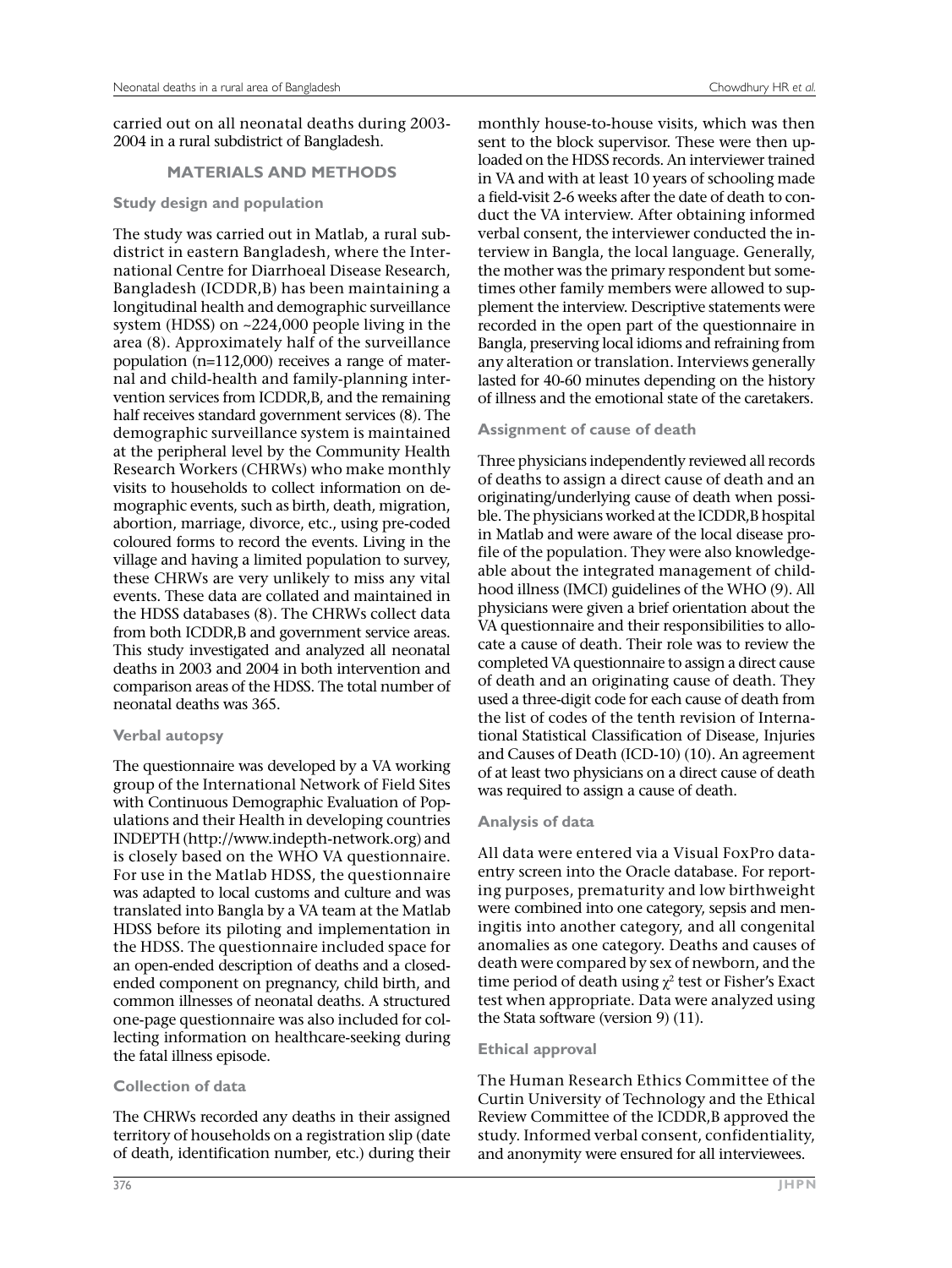carried out on all neonatal deaths during 2003-2004 in a rural subdistrict of Bangladesh.

## MATERIALS AND METHODS

### Study design and population

The study was carried out in Matlab, a rural subdistrict in eastern Bangladesh, where the International Centre for Diarrhoeal Disease Research, Bangladesh (ICDDR,B) has been maintaining a longitudinal health and demographic surveillance system (HDSS) on ~224,000 people living in the area (8). Approximately half of the surveillance population (n=112,000) receives a range of maternal and child-health and family-planning intervention services from ICDDR,B, and the remaining half receives standard government services (8). The demographic surveillance system is maintained at the peripheral level by the Community Health Research Workers (CHRWs) who make monthly visits to households to collect information on demographic events, such as birth, death, migration, abortion, marriage, divorce, etc., using pre-coded coloured forms to record the events. Living in the village and having a limited population to survey, these CHRWs are very unlikely to miss any vital events. These data are collated and maintained in the HDSS databases (8). The CHRWs collect data from both ICDDR,B and government service areas. This study investigated and analyzed all neonatal deaths in 2003 and 2004 in both intervention and comparison areas of the HDSS. The total number of neonatal deaths was 365.

### Verbal autopsy

The questionnaire was developed by a VA working group of the International Network of Field Sites with Continuous Demographic Evaluation of Populations and their Health in developing countries INDEPTH (http://www.indepth-network.org) and is closely based on the WHO VA questionnaire. For use in the Matlab HDSS, the questionnaire was adapted to local customs and culture and was translated into Bangla by a VA team at the Matlab HDSS before its piloting and implementation in the HDSS. The questionnaire included space for an open-ended description of deaths and a closed-ended component on pregnancy, child birth, and common illnesses of neonatal deaths. A structured one-page questionnaire was also included for collecting information on healthcare-seeking during the fatal illness episode.

### Collection of data

The CHRWs recorded any deaths in their assigned territory of households on a registration slip (date of death, identification number, etc.) during their monthly house-to-house visits, which was then sent to the block supervisor. These were then uploaded on the HDSS records. An interviewer trained in VA and with at least 10 years of schooling made a field-visit 2-6 weeks after the date of death to conduct the VA interview. After obtaining informed verbal consent, the interviewer conducted the interview in Bangla, the local language. Generally, the mother was the primary respondent but sometimes other family members were allowed to supplement the interview. Descriptive statements were recorded in the open part of the questionnaire in Bangla, preserving local idioms and refraining from any alteration or translation. Interviews generally lasted for 40-60 minutes depending on the history of illness and the emotional state of the caretakers.

### Assignment of cause of death

Three physicians independently reviewed all records of deaths to assign a direct cause of death and an originating/underlying cause of death when possible. The physicians worked at the ICDDR,B hospital in Matlab and were aware of the local disease profile of the population. They were also knowledgeable about the integrated management of childhood illness (IMCI) guidelines of the WHO (9). All physicians were given a brief orientation about the VA questionnaire and their responsibilities to allocate a cause of death. Their role was to review the completed VA questionnaire to assign a direct cause of death and an originating cause of death. They used a three-digit code for each cause of death from the list of codes of the tenth revision of International Statistical Classification of Disease, Injuries and Causes of Death (ICD-10) (10). An agreement of at least two physicians on a direct cause of death was required to assign a cause of death.

### Analysis of data

All data were entered via a Visual FoxPro data-entry screen into the Oracle database. For reporting purposes, prematurity and low birthweight were combined into one category, sepsis and meningitis into another category, and all congenital anomalies as one category. Deaths and causes of death were compared by sex of newborn, and the time period of death using $\chi^2$ test or Fisher's Exact test when appropriate. Data were analyzed using the Stata software (version 9) (11).

### Ethical approval

The Human Research Ethics Committee of the Curtin University of Technology and the Ethical Review Committee of the ICDDR,B approved the study. Informed verbal consent, confidentiality, and anonymity were ensured for all interviewees.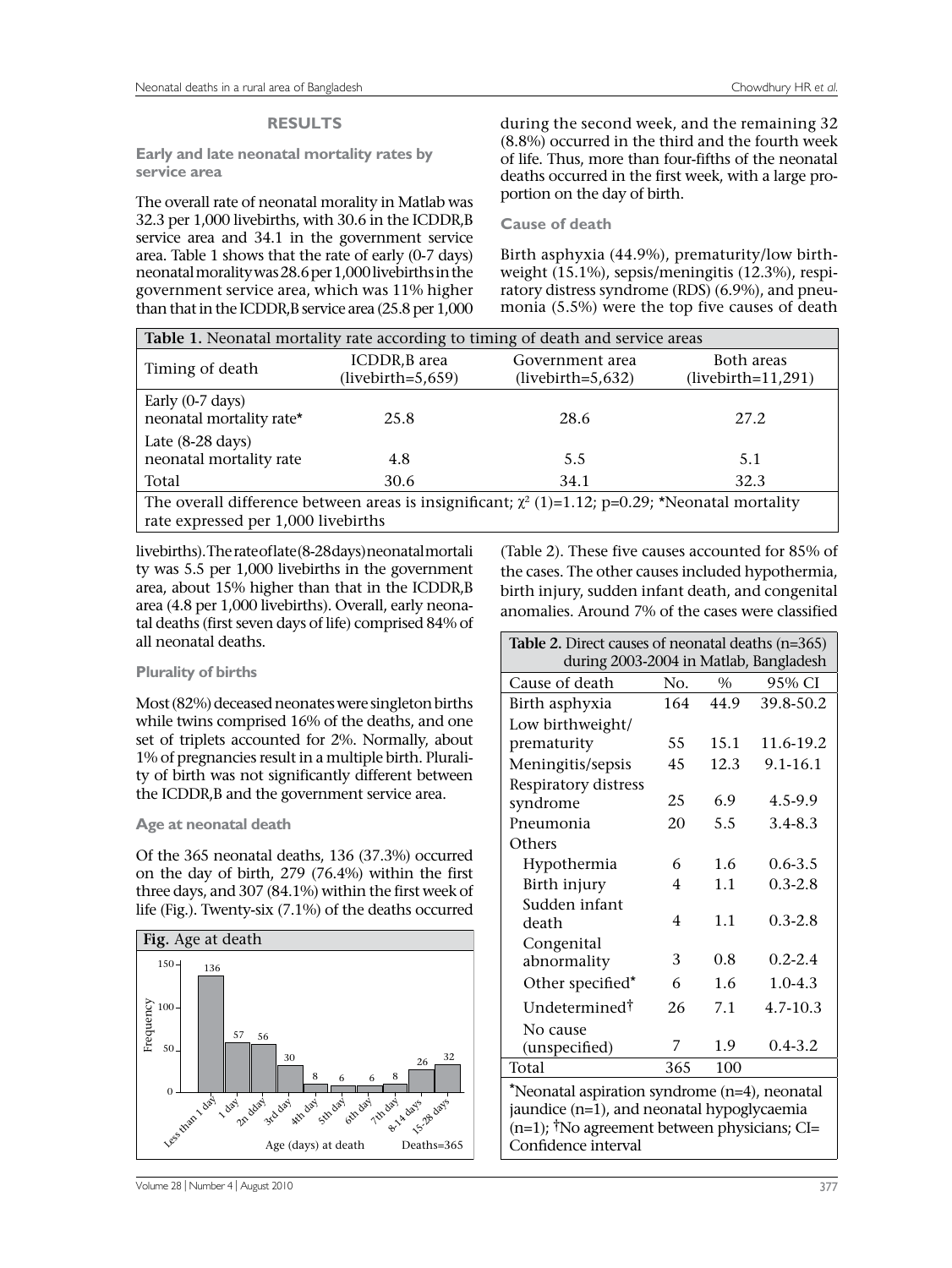## RESULTS

### Early and late neonatal mortality rates by service area

The overall rate of neonatal morality in Matlab was 32.3 per 1,000 livebirths, with 30.6 in the ICDDR,B service area and 34.1 in the government service area. Table 1 shows that the rate of early (0-7 days) neonatal morality was 28.6 per 1,000 livebirths in the government service area, which was 11% higher than that in the ICDDR,B service area (25.8 per 1,000 livebirths). The rate of late (8-28 days) neonatal mortality was 5.5 per 1,000 livebirths in the government area, about 15% higher than that in the ICDDR,B area (4.8 per 1,000 livebirths). Overall, early neonatal deaths (first seven days of life) comprised 84% of all neonatal deaths.

**Table 1.** Neonatal mortality rate according to timing of death and service areas

| Timing of death | ICDDR,B area (livebirth=5,659) | Government area (livebirth=5,632) | Both areas (livebirth=11,291) |
|---|---|---|---|
| Early (0-7 days) neonatal mortality rate* | 25.8 | 28.6 | 27.2 |
| Late (8-28 days) neonatal mortality rate | 4.8 | 5.5 | 5.1 |
| Total | 30.6 | 34.1 | 32.3 |

The overall difference between areas is insignificant; $\chi^2$ (1)=1.12; p=0.29; *Neonatal mortality rate expressed per 1,000 livebirths

### Plurality of births

Most (82%) deceased neonates were singleton births while twins comprised 16% of the deaths, and one set of triplets accounted for 2%. Normally, about 1% of pregnancies result in a multiple birth. Plurality of birth was not significantly different between the ICDDR,B and the government service area.

### Age at neonatal death

Of the 365 neonatal deaths, 136 (37.3%) occurred on the day of birth, 279 (76.4%) within the first three days, and 307 (84.1%) within the first week of life (Fig.). Twenty-six (7.1%) of the deaths occurred during the second week, and the remaining 32 (8.8%) occurred in the third and the fourth week of life. Thus, more than four-fifths of the neonatal deaths occurred in the first week, with a large proportion on the day of birth.

**Fig.** Age at death

| Age (days) at death | Frequency |
|---|---|
| Less than 1 day | 136 |
| 1 day | 57 |
| 2n dday | 56 |
| 3rd day | 30 |
| 4th day | 8 |
| 5th day | 6 |
| 6th day | 6 |
| 7th day | 8 |
| 8-14 days | 26 |
| 15-28 days | 32 |

Deaths=365

### Cause of death

Birth asphyxia (44.9%), prematurity/low birthweight (15.1%), sepsis/meningitis (12.3%), respiratory distress syndrome (RDS) (6.9%), and pneumonia (5.5%) were the top five causes of death (Table 2). These five causes accounted for 85% of the cases. The other causes included hypothermia, birth injury, sudden infant death, and congenital anomalies. Around 7% of the cases were classified

**Table 2.** Direct causes of neonatal deaths (n=365) during 2003-2004 in Matlab, Bangladesh

| Cause of death | No. | % | 95% CI |
|---|---|---|---|
| Birth asphyxia | 164 | 44.9 | 39.8-50.2 |
| Low birthweight/ prematurity | 55 | 15.1 | 11.6-19.2 |
| Meningitis/sepsis | 45 | 12.3 | 9.1-16.1 |
| Respiratory distress syndrome | 25 | 6.9 | 4.5-9.9 |
| Pneumonia | 20 | 5.5 | 3.4-8.3 |
| Others | | | |
| Hypothermia | 6 | 1.6 | 0.6-3.5 |
| Birth injury | 4 | 1.1 | 0.3-2.8 |
| Sudden infant death | 4 | 1.1 | 0.3-2.8 |
| Congenital abnormality | 3 | 0.8 | 0.2-2.4 |
| Other specified* | 6 | 1.6 | 1.0-4.3 |
| Undetermined† | 26 | 7.1 | 4.7-10.3 |
| No cause (unspecified) | 7 | 1.9 | 0.4-3.2 |
| Total | 365 | 100 | |

*Neonatal aspiration syndrome (n=4), neonatal jaundice (n=1), and neonatal hypoglycaemia (n=1); †No agreement between physicians; CI= Confidence interval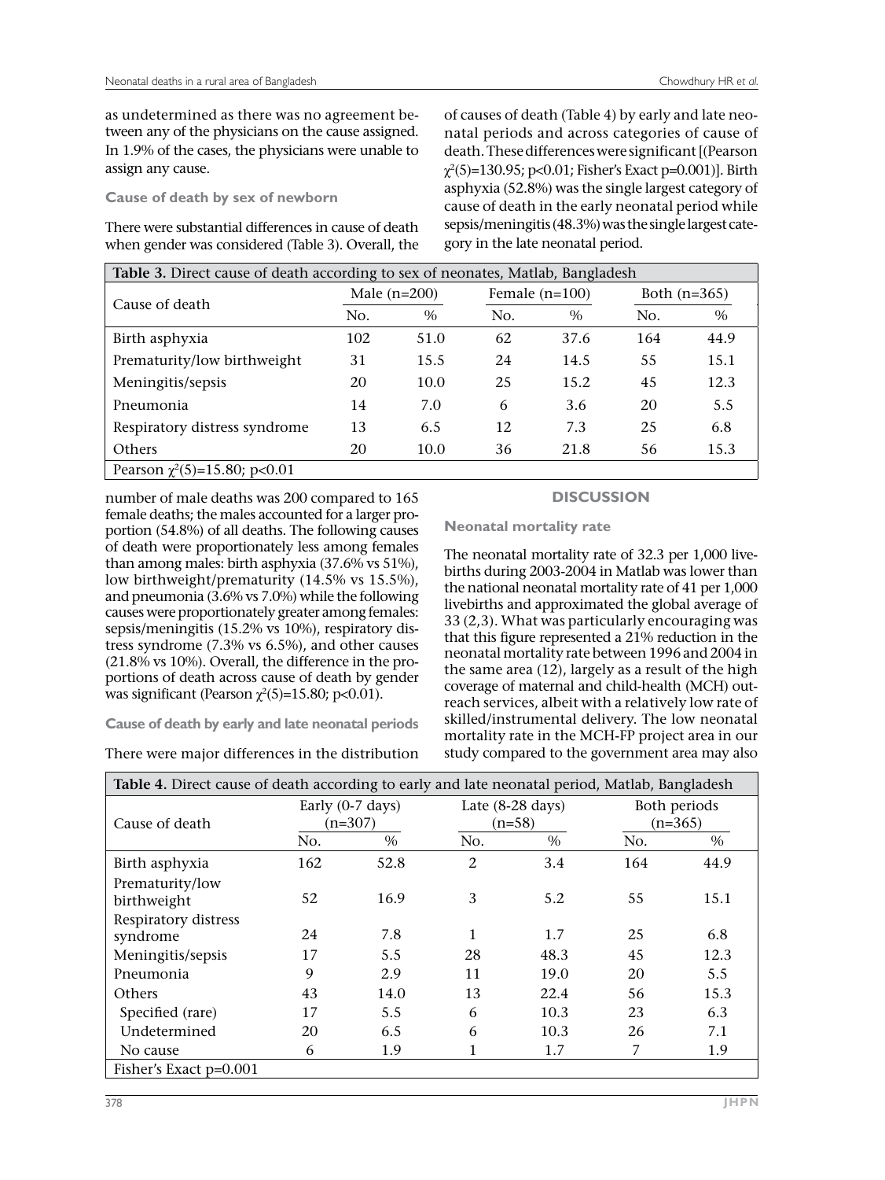as undetermined as there was no agreement between any of the physicians on the cause assigned. In 1.9% of the cases, the physicians were unable to assign any cause.

### Cause of death by sex of newborn

There were substantial differences in cause of death when gender was considered (Table 3). Overall, the number of male deaths was 200 compared to 165 female deaths; the males accounted for a larger proportion (54.8%) of all deaths. The following causes of death were proportionately less among females than among males: birth asphyxia (37.6% vs 51%), low birthweight/prematurity (14.5% vs 15.5%), and pneumonia (3.6% vs 7.0%) while the following causes were proportionately greater among females: sepsis/meningitis (15.2% vs 10%), respiratory distress syndrome (7.3% vs 6.5%), and other causes (21.8% vs 10%). Overall, the difference in the proportions of death across cause of death by gender was significant (Pearson $\chi^2(5)=15.80$; $p<0.01$).

| **Table 3.** Direct cause of death according to sex of neonates, Matlab, Bangladesh | | | | | | |
|---|---|---|---|---|---|---|
| Cause of death | Male (n=200) | | Female (n=100) | | Both (n=365) | |
| | No. | % | No. | % | No. | % |
| Birth asphyxia | 102 | 51.0 | 62 | 37.6 | 164 | 44.9 |
| Prematurity/low birthweight | 31 | 15.5 | 24 | 14.5 | 55 | 15.1 |
| Meningitis/sepsis | 20 | 10.0 | 25 | 15.2 | 45 | 12.3 |
| Pneumonia | 14 | 7.0 | 6 | 3.6 | 20 | 5.5 |
| Respiratory distress syndrome | 13 | 6.5 | 12 | 7.3 | 25 | 6.8 |
| Others | 20 | 10.0 | 36 | 21.8 | 56 | 15.3 |
| Pearson $\chi^2(5)=15.80$; $p<0.01$ | | | | | | |

### Cause of death by early and late neonatal periods

There were major differences in the distribution of causes of death (Table 4) by early and late neonatal periods and across categories of cause of death. These differences were significant [(Pearson $\chi^2(5)=130.95$; $p<0.01$; Fisher's Exact $p=0.001$)]. Birth asphyxia (52.8%) was the single largest category of cause of death in the early neonatal period while sepsis/meningitis (48.3%) was the single largest category in the late neonatal period.

| **Table 4.** Direct cause of death according to early and late neonatal period, Matlab, Bangladesh | | | | | | |
|---|---|---|---|---|---|---|
| Cause of death | Early (0-7 days) (n=307) | | Late (8-28 days) (n=58) | | Both periods (n=365) | |
| | No. | % | No. | % | No. | % |
| Birth asphyxia | 162 | 52.8 | 2 | 3.4 | 164 | 44.9 |
| Prematurity/low birthweight | 52 | 16.9 | 3 | 5.2 | 55 | 15.1 |
| Respiratory distress syndrome | 24 | 7.8 | 1 | 1.7 | 25 | 6.8 |
| Meningitis/sepsis | 17 | 5.5 | 28 | 48.3 | 45 | 12.3 |
| Pneumonia | 9 | 2.9 | 11 | 19.0 | 20 | 5.5 |
| Others | 43 | 14.0 | 13 | 22.4 | 56 | 15.3 |
| Specified (rare) | 17 | 5.5 | 6 | 10.3 | 23 | 6.3 |
| Undetermined | 20 | 6.5 | 6 | 10.3 | 26 | 7.1 |
| No cause | 6 | 1.9 | 1 | 1.7 | 7 | 1.9 |
| Fisher's Exact $p=0.001$ | | | | | | |

## DISCUSSION

### Neonatal mortality rate

The neonatal mortality rate of 32.3 per 1,000 livebirths during 2003-2004 in Matlab was lower than the national neonatal mortality rate of 41 per 1,000 livebirths and approximated the global average of 33 (2,3). What was particularly encouraging was that this figure represented a 21% reduction in the neonatal mortality rate between 1996 and 2004 in the same area (12), largely as a result of the high coverage of maternal and child-health (MCH) outreach services, albeit with a relatively low rate of skilled/instrumental delivery. The low neonatal mortality rate in the MCH-FP project area in our study compared to the government area may also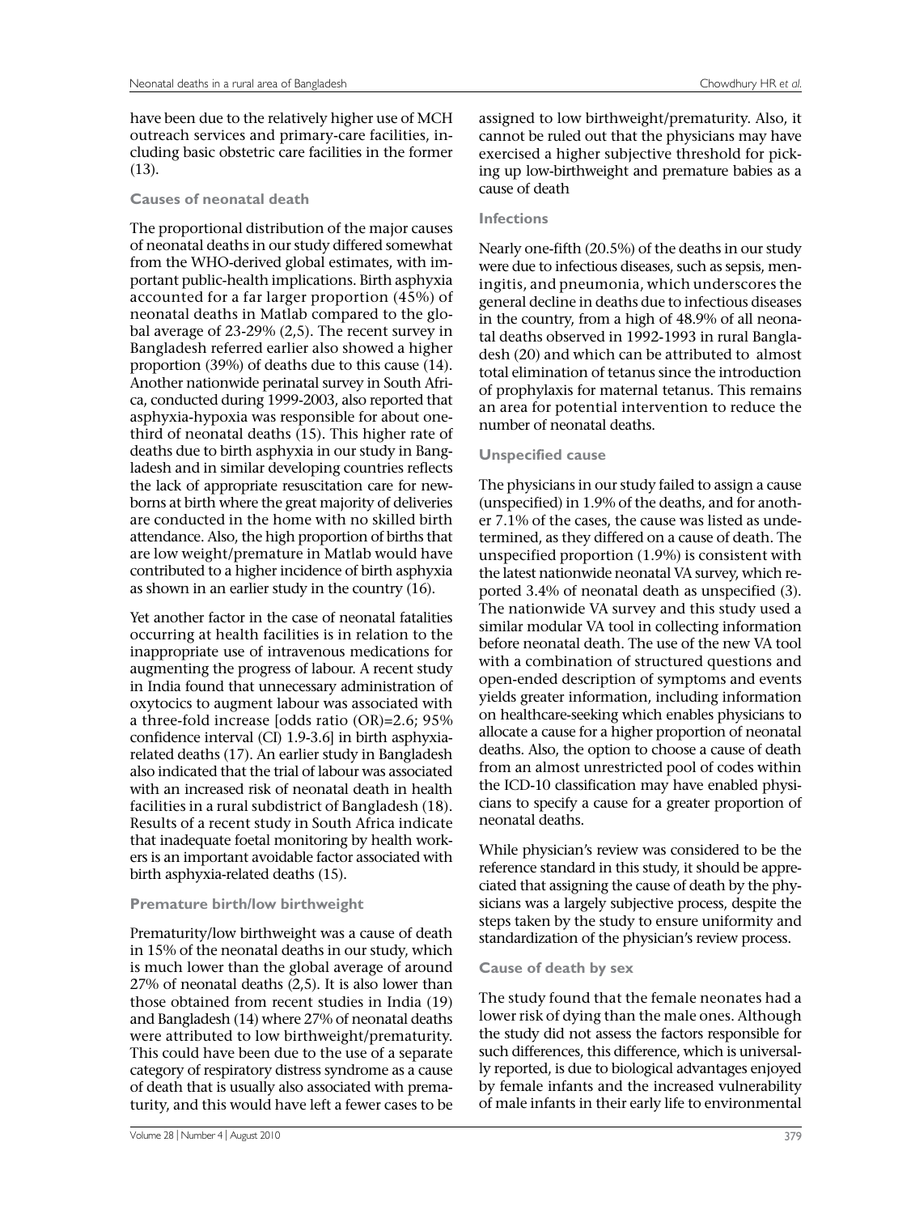have been due to the relatively higher use of MCH outreach services and primary-care facilities, including basic obstetric care facilities in the former (13).

### Causes of neonatal death

The proportional distribution of the major causes of neonatal deaths in our study differed somewhat from the WHO-derived global estimates, with important public-health implications. Birth asphyxia accounted for a far larger proportion (45%) of neonatal deaths in Matlab compared to the global average of 23-29% (2,5). The recent survey in Bangladesh referred earlier also showed a higher proportion (39%) of deaths due to this cause (14). Another nationwide perinatal survey in South Africa, conducted during 1999-2003, also reported that asphyxia-hypoxia was responsible for about one-third of neonatal deaths (15). This higher rate of deaths due to birth asphyxia in our study in Bangladesh and in similar developing countries reflects the lack of appropriate resuscitation care for newborns at birth where the great majority of deliveries are conducted in the home with no skilled birth attendance. Also, the high proportion of births that are low weight/premature in Matlab would have contributed to a higher incidence of birth asphyxia as shown in an earlier study in the country (16).

Yet another factor in the case of neonatal fatalities occurring at health facilities is in relation to the inappropriate use of intravenous medications for augmenting the progress of labour. A recent study in India found that unnecessary administration of oxytocics to augment labour was associated with a three-fold increase [odds ratio (OR)=2.6; 95% confidence interval (CI) 1.9-3.6] in birth asphyxia-related deaths (17). An earlier study in Bangladesh also indicated that the trial of labour was associated with an increased risk of neonatal death in health facilities in a rural subdistrict of Bangladesh (18). Results of a recent study in South Africa indicate that inadequate foetal monitoring by health workers is an important avoidable factor associated with birth asphyxia-related deaths (15).

### Premature birth/low birthweight

Prematurity/low birthweight was a cause of death in 15% of the neonatal deaths in our study, which is much lower than the global average of around 27% of neonatal deaths (2,5). It is also lower than those obtained from recent studies in India (19) and Bangladesh (14) where 27% of neonatal deaths were attributed to low birthweight/prematurity. This could have been due to the use of a separate category of respiratory distress syndrome as a cause of death that is usually also associated with prematurity, and this would have left a fewer cases to be assigned to low birthweight/prematurity. Also, it cannot be ruled out that the physicians may have exercised a higher subjective threshold for picking up low-birthweight and premature babies as a cause of death

### Infections

Nearly one-fifth (20.5%) of the deaths in our study were due to infectious diseases, such as sepsis, meningitis, and pneumonia, which underscores the general decline in deaths due to infectious diseases in the country, from a high of 48.9% of all neonatal deaths observed in 1992-1993 in rural Bangladesh (20) and which can be attributed to almost total elimination of tetanus since the introduction of prophylaxis for maternal tetanus. This remains an area for potential intervention to reduce the number of neonatal deaths.

### Unspecified cause

The physicians in our study failed to assign a cause (unspecified) in 1.9% of the deaths, and for another 7.1% of the cases, the cause was listed as undetermined, as they differed on a cause of death. The unspecified proportion (1.9%) is consistent with the latest nationwide neonatal VA survey, which reported 3.4% of neonatal death as unspecified (3). The nationwide VA survey and this study used a similar modular VA tool in collecting information before neonatal death. The use of the new VA tool with a combination of structured questions and open-ended description of symptoms and events yields greater information, including information on healthcare-seeking which enables physicians to allocate a cause for a higher proportion of neonatal deaths. Also, the option to choose a cause of death from an almost unrestricted pool of codes within the ICD-10 classification may have enabled physicians to specify a cause for a greater proportion of neonatal deaths.

While physician's review was considered to be the reference standard in this study, it should be appreciated that assigning the cause of death by the physicians was a largely subjective process, despite the steps taken by the study to ensure uniformity and standardization of the physician's review process.

### Cause of death by sex

The study found that the female neonates had a lower risk of dying than the male ones. Although the study did not assess the factors responsible for such differences, this difference, which is universally reported, is due to biological advantages enjoyed by female infants and the increased vulnerability of male infants in their early life to environmental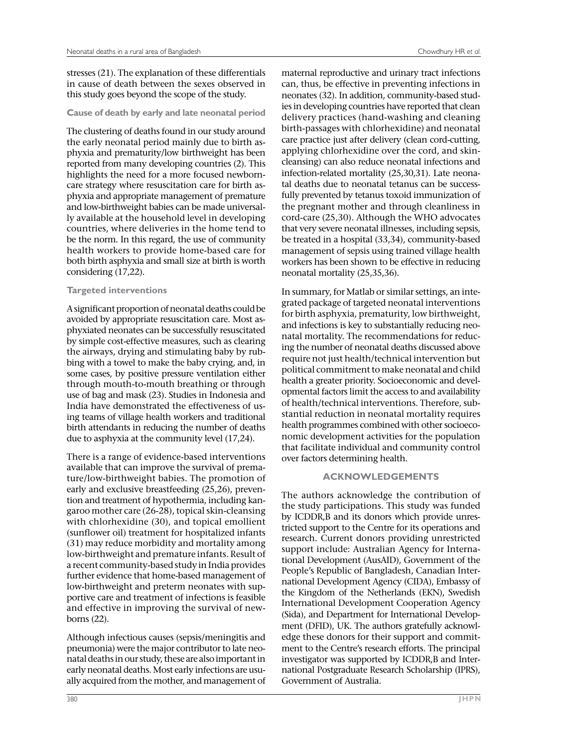stresses (21). The explanation of these differentials in cause of death between the sexes observed in this study goes beyond the scope of the study.

### Cause of death by early and late neonatal period

The clustering of deaths found in our study around the early neonatal period mainly due to birth asphyxia and prematurity/low birthweight has been reported from many developing countries (2). This highlights the need for a more focused newborn-care strategy where resuscitation care for birth asphyxia and appropriate management of premature and low-birthweight babies can be made universally available at the household level in developing countries, where deliveries in the home tend to be the norm. In this regard, the use of community health workers to provide home-based care for both birth asphyxia and small size at birth is worth considering (17,22).

### Targeted interventions

A significant proportion of neonatal deaths could be avoided by appropriate resuscitation care. Most asphyxiated neonates can be successfully resuscitated by simple cost-effective measures, such as clearing the airways, drying and stimulating baby by rubbing with a towel to make the baby crying, and, in some cases, by positive pressure ventilation either through mouth-to-mouth breathing or through use of bag and mask (23). Studies in Indonesia and India have demonstrated the effectiveness of using teams of village health workers and traditional birth attendants in reducing the number of deaths due to asphyxia at the community level (17,24).

There is a range of evidence-based interventions available that can improve the survival of premature/low-birthweight babies. The promotion of early and exclusive breastfeeding (25,26), prevention and treatment of hypothermia, including kangaroo mother care (26-28), topical skin-cleansing with chlorhexidine (30), and topical emollient (sunflower oil) treatment for hospitalized infants (31) may reduce morbidity and mortality among low-birthweight and premature infants. Result of a recent community-based study in India provides further evidence that home-based management of low-birthweight and preterm neonates with supportive care and treatment of infections is feasible and effective in improving the survival of newborns (22).

Although infectious causes (sepsis/meningitis and pneumonia) were the major contributor to late neonatal deaths in our study, these are also important in early neonatal deaths. Most early infections are usually acquired from the mother, and management of maternal reproductive and urinary tract infections can, thus, be effective in preventing infections in neonates (32). In addition, community-based studies in developing countries have reported that clean delivery practices (hand-washing and cleaning birth-passages with chlorhexidine) and neonatal care practice just after delivery (clean cord-cutting, applying chlorhexidine over the cord, and skin-cleansing) can also reduce neonatal infections and infection-related mortality (25,30,31). Late neonatal deaths due to neonatal tetanus can be successfully prevented by tetanus toxoid immunization of the pregnant mother and through cleanliness in cord-care (25,30). Although the WHO advocates that very severe neonatal illnesses, including sepsis, be treated in a hospital (33,34), community-based management of sepsis using trained village health workers has been shown to be effective in reducing neonatal mortality (25,35,36).

In summary, for Matlab or similar settings, an integrated package of targeted neonatal interventions for birth asphyxia, prematurity, low birthweight, and infections is key to substantially reducing neonatal mortality. The recommendations for reducing the number of neonatal deaths discussed above require not just health/technical intervention but political commitment to make neonatal and child health a greater priority. Socioeconomic and developmental factors limit the access to and availability of health/technical interventions. Therefore, substantial reduction in neonatal mortality requires health programmes combined with other socioeconomic development activities for the population that facilitate individual and community control over factors determining health.

## ACKNOWLEDGEMENTS

The authors acknowledge the contribution of the study participations. This study was funded by ICDDR,B and its donors which provide unrestricted support to the Centre for its operations and research. Current donors providing unrestricted support include: Australian Agency for International Development (AusAID), Government of the People's Republic of Bangladesh, Canadian International Development Agency (CIDA), Embassy of the Kingdom of the Netherlands (EKN), Swedish International Development Cooperation Agency (Sida), and Department for International Development (DFID), UK. The authors gratefully acknowledge these donors for their support and commitment to the Centre's research efforts. The principal investigator was supported by ICDDR,B and International Postgraduate Research Scholarship (IPRS), Government of Australia.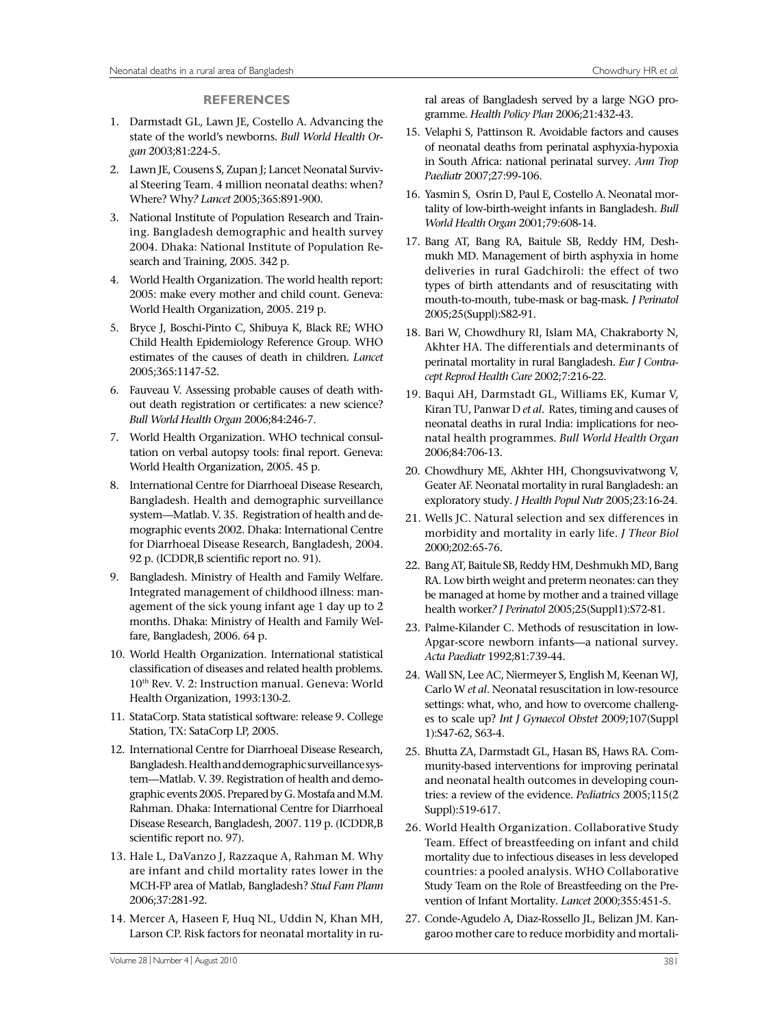## REFERENCES

1. Darmstadt GL, Lawn JE, Costello A. Advancing the state of the world's newborns. *Bull World Health Organ* 2003;81:224-5.
2. Lawn JE, Cousens S, Zupan J; Lancet Neonatal Survival Steering Team. 4 million neonatal deaths: when? Where? Why? *Lancet* 2005;365:891-900.
3. National Institute of Population Research and Training. Bangladesh demographic and health survey 2004. Dhaka: National Institute of Population Research and Training, 2005. 342 p.
4. World Health Organization. The world health report: 2005: make every mother and child count. Geneva: World Health Organization, 2005. 219 p.
5. Bryce J, Boschi-Pinto C, Shibuya K, Black RE; WHO Child Health Epidemiology Reference Group. WHO estimates of the causes of death in children. *Lancet* 2005;365:1147-52.
6. Fauveau V. Assessing probable causes of death without death registration or certificates: a new science? *Bull World Health Organ* 2006;84:246-7.
7. World Health Organization. WHO technical consultation on verbal autopsy tools: final report. Geneva: World Health Organization, 2005. 45 p.
8. International Centre for Diarrhoeal Disease Research, Bangladesh. Health and demographic surveillance system—Matlab. V. 35. Registration of health and demographic events 2002. Dhaka: International Centre for Diarrhoeal Disease Research, Bangladesh, 2004. 92 p. (ICDDR,B scientific report no. 91).
9. Bangladesh. Ministry of Health and Family Welfare. Integrated management of childhood illness: management of the sick young infant age 1 day up to 2 months. Dhaka: Ministry of Health and Family Welfare, Bangladesh, 2006. 64 p.
10. World Health Organization. International statistical classification of diseases and related health problems. 10th Rev. V. 2: Instruction manual. Geneva: World Health Organization, 1993:130-2.
11. StataCorp. Stata statistical software: release 9. College Station, TX: SataCorp LP, 2005.
12. International Centre for Diarrhoeal Disease Research, Bangladesh. Health and demographic surveillance system—Matlab. V. 39. Registration of health and demographic events 2005. Prepared by G. Mostafa and M.M. Rahman. Dhaka: International Centre for Diarrhoeal Disease Research, Bangladesh, 2007. 119 p. (ICDDR,B scientific report no. 97).
13. Hale L, DaVanzo J, Razzaque A, Rahman M. Why are infant and child mortality rates lower in the MCH-FP area of Matlab, Bangladesh? *Stud Fam Plann* 2006;37:281-92.
14. Mercer A, Haseen F, Huq NL, Uddin N, Khan MH, Larson CP. Risk factors for neonatal mortality in rural areas of Bangladesh served by a large NGO programme. *Health Policy Plan* 2006;21:432-43.
15. Velaphi S, Pattinson R. Avoidable factors and causes of neonatal deaths from perinatal asphyxia-hypoxia in South Africa: national perinatal survey. *Ann Trop Paediatr* 2007;27:99-106.
16. Yasmin S, Osrin D, Paul E, Costello A. Neonatal mortality of low-birth-weight infants in Bangladesh. *Bull World Health Organ* 2001;79:608-14.
17. Bang AT, Bang RA, Baitule SB, Reddy HM, Deshmukh MD. Management of birth asphyxia in home deliveries in rural Gadchiroli: the effect of two types of birth attendants and of resuscitating with mouth-to-mouth, tube-mask or bag-mask. *J Perinatol* 2005;25(Suppl):S82-91.
18. Bari W, Chowdhury RI, Islam MA, Chakraborty N, Akhter HA. The differentials and determinants of perinatal mortality in rural Bangladesh. *Eur J Contracept Reprod Health Care* 2002;7:216-22.
19. Baqui AH, Darmstadt GL, Williams EK, Kumar V, Kiran TU, Panwar D *et al*. Rates, timing and causes of neonatal deaths in rural India: implications for neonatal health programmes. *Bull World Health Organ* 2006;84:706-13.
20. Chowdhury ME, Akhter HH, Chongsuvivatwong V, Geater AF. Neonatal mortality in rural Bangladesh: an exploratory study. *J Health Popul Nutr* 2005;23:16-24.
21. Wells JC. Natural selection and sex differences in morbidity and mortality in early life. *J Theor Biol* 2000;202:65-76.
22. Bang AT, Baitule SB, Reddy HM, Deshmukh MD, Bang RA. Low birth weight and preterm neonates: can they be managed at home by mother and a trained village health worker? *J Perinatol* 2005;25(Suppl1):S72-81.
23. Palme-Kilander C. Methods of resuscitation in low-Apgar-score newborn infants—a national survey. *Acta Paediatr* 1992;81:739-44.
24. Wall SN, Lee AC, Niermeyer S, English M, Keenan WJ, Carlo W *et al*. Neonatal resuscitation in low-resource settings: what, who, and how to overcome challenges to scale up? *Int J Gynaecol Obstet* 2009;107(Suppl 1):S47-62, S63-4.
25. Bhutta ZA, Darmstadt GL, Hasan BS, Haws RA. Community-based interventions for improving perinatal and neonatal health outcomes in developing countries: a review of the evidence. *Pediatrics* 2005;115(2 Suppl):519-617.
26. World Health Organization. Collaborative Study Team. Effect of breastfeeding on infant and child mortality due to infectious diseases in less developed countries: a pooled analysis. WHO Collaborative Study Team on the Role of Breastfeeding on the Prevention of Infant Mortality. *Lancet* 2000;355:451-5.
27. Conde-Agudelo A, Diaz-Rossello JL, Belizan JM. Kangaroo mother care to reduce morbidity and mortali-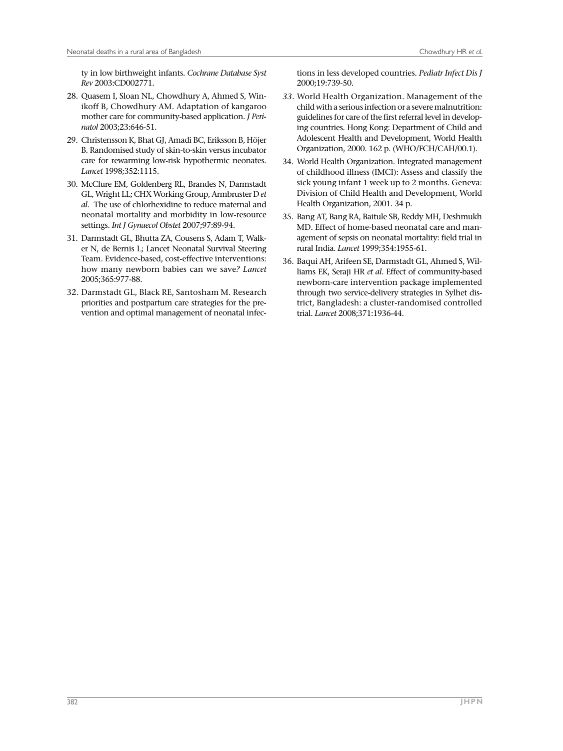ty in low birthweight infants. *Cochrane Database Syst Rev* 2003:CD002771.

28. Quasem I, Sloan NL, Chowdhury A, Ahmed S, Winikoff B, Chowdhury AM. Adaptation of kangaroo mother care for community-based application. *J Perinatol* 2003;23:646-51.

29. Christensson K, Bhat GJ, Amadi BC, Eriksson B, Höjer B. Randomised study of skin-to-skin versus incubator care for rewarming low-risk hypothermic neonates. *Lancet* 1998;352:1115.

30. McClure EM, Goldenberg RL, Brandes N, Darmstadt GL, Wright LL; CHX Working Group, Armbruster D *et al*. The use of chlorhexidine to reduce maternal and neonatal mortality and morbidity in low-resource settings. *Int J Gynaecol Obstet* 2007;97:89-94.

31. Darmstadt GL, Bhutta ZA, Cousens S, Adam T, Walker N, de Bernis L; Lancet Neonatal Survival Steering Team. Evidence-based, cost-effective interventions: how many newborn babies can we save? *Lancet* 2005;365:977-88.

32. Darmstadt GL, Black RE, Santosham M. Research priorities and postpartum care strategies for the prevention and optimal management of neonatal infections in less developed countries. *Pediatr Infect Dis J* 2000;19:739-50.

33. World Health Organization. Management of the child with a serious infection or a severe malnutrition: guidelines for care of the first referral level in developing countries. Hong Kong: Department of Child and Adolescent Health and Development, World Health Organization, 2000. 162 p. (WHO/FCH/CAH/00.1).

34. World Health Organization. Integrated management of childhood illness (IMCI): Assess and classify the sick young infant 1 week up to 2 months. Geneva: Division of Child Health and Development, World Health Organization, 2001. 34 p.

35. Bang AT, Bang RA, Baitule SB, Reddy MH, Deshmukh MD. Effect of home-based neonatal care and management of sepsis on neonatal mortality: field trial in rural India. *Lancet* 1999;354:1955-61.

36. Baqui AH, Arifeen SE, Darmstadt GL, Ahmed S, Williams EK, Seraji HR *et al*. Effect of community-based newborn-care intervention package implemented through two service-delivery strategies in Sylhet district, Bangladesh: a cluster-randomised controlled trial. *Lancet* 2008;371:1936-44.